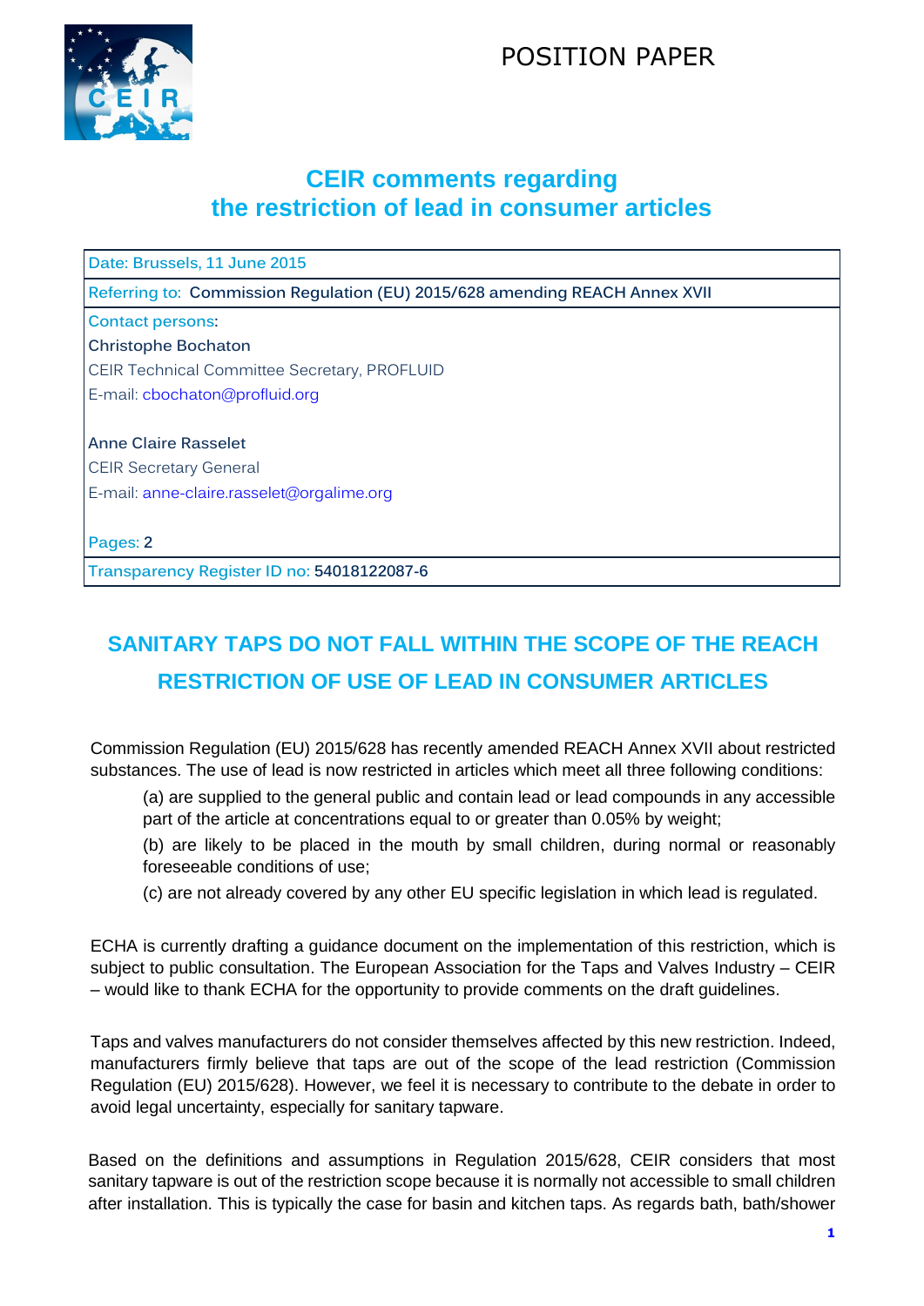POSITION PAPER

# CEIR comments regarding the restriction of lead in consumer articles

| Date: Brussels, 11 June 2015 |
| --- |
| Referring to: Commission Regulation (EU) 2015/628 amending REACH Annex XVII |
| Contact persons:<br>Christophe Bochaton<br>CEIR Technical Committee Secretary, PROFLUID<br>E-mail: cbochaton@profluid.org<br><br>Anne Claire Rasselet<br>CEIR Secretary General<br>E-mail: anne-claire.rasselet@orgalime.org<br><br>Pages: 2 |
| Transparency Register ID no: 54018122087-6 |

## SANITARY TAPS DO NOT FALL WITHIN THE SCOPE OF THE REACH RESTRICTION OF USE OF LEAD IN CONSUMER ARTICLES

Commission Regulation (EU) 2015/628 has recently amended REACH Annex XVII about restricted substances. The use of lead is now restricted in articles which meet all three following conditions:

(a) are supplied to the general public and contain lead or lead compounds in any accessible part of the article at concentrations equal to or greater than 0.05% by weight;

(b) are likely to be placed in the mouth by small children, during normal or reasonably foreseeable conditions of use;

(c) are not already covered by any other EU specific legislation in which lead is regulated.

ECHA is currently drafting a guidance document on the implementation of this restriction, which is subject to public consultation. The European Association for the Taps and Valves Industry – CEIR – would like to thank ECHA for the opportunity to provide comments on the draft guidelines.

Taps and valves manufacturers do not consider themselves affected by this new restriction. Indeed, manufacturers firmly believe that taps are out of the scope of the lead restriction (Commission Regulation (EU) 2015/628). However, we feel it is necessary to contribute to the debate in order to avoid legal uncertainty, especially for sanitary tapware.

Based on the definitions and assumptions in Regulation 2015/628, CEIR considers that most sanitary tapware is out of the restriction scope because it is normally not accessible to small children after installation. This is typically the case for basin and kitchen taps. As regards bath, bath/shower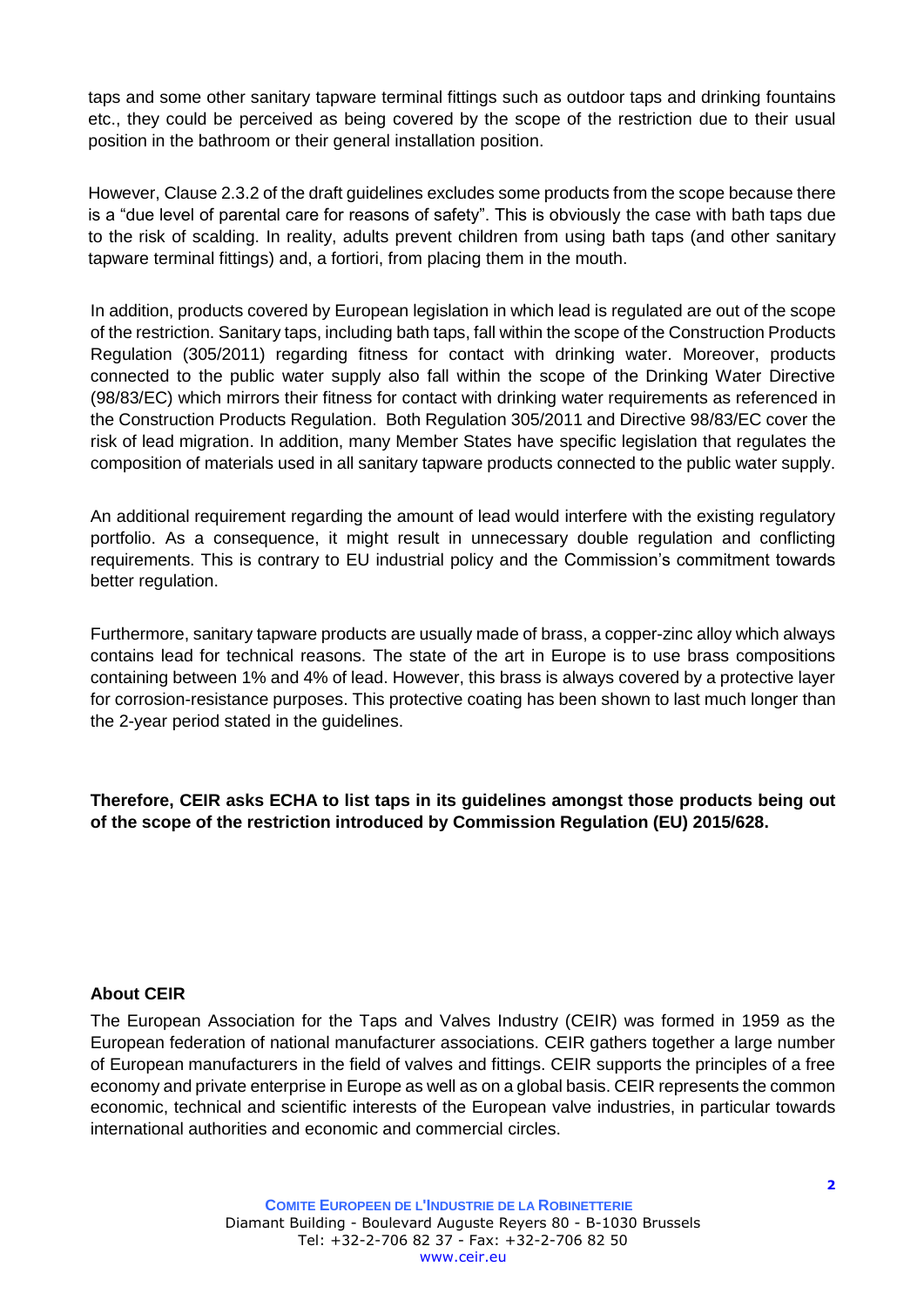taps and some other sanitary tapware terminal fittings such as outdoor taps and drinking fountains etc., they could be perceived as being covered by the scope of the restriction due to their usual position in the bathroom or their general installation position.

However, Clause 2.3.2 of the draft guidelines excludes some products from the scope because there is a "due level of parental care for reasons of safety". This is obviously the case with bath taps due to the risk of scalding. In reality, adults prevent children from using bath taps (and other sanitary tapware terminal fittings) and, a fortiori, from placing them in the mouth.

In addition, products covered by European legislation in which lead is regulated are out of the scope of the restriction. Sanitary taps, including bath taps, fall within the scope of the Construction Products Regulation (305/2011) regarding fitness for contact with drinking water. Moreover, products connected to the public water supply also fall within the scope of the Drinking Water Directive (98/83/EC) which mirrors their fitness for contact with drinking water requirements as referenced in the Construction Products Regulation. Both Regulation 305/2011 and Directive 98/83/EC cover the risk of lead migration. In addition, many Member States have specific legislation that regulates the composition of materials used in all sanitary tapware products connected to the public water supply.

An additional requirement regarding the amount of lead would interfere with the existing regulatory portfolio. As a consequence, it might result in unnecessary double regulation and conflicting requirements. This is contrary to EU industrial policy and the Commission's commitment towards better regulation.

Furthermore, sanitary tapware products are usually made of brass, a copper-zinc alloy which always contains lead for technical reasons. The state of the art in Europe is to use brass compositions containing between 1% and 4% of lead. However, this brass is always covered by a protective layer for corrosion-resistance purposes. This protective coating has been shown to last much longer than the 2-year period stated in the guidelines.

**Therefore, CEIR asks ECHA to list taps in its guidelines amongst those products being out of the scope of the restriction introduced by Commission Regulation (EU) 2015/628.**

**About CEIR**

The European Association for the Taps and Valves Industry (CEIR) was formed in 1959 as the European federation of national manufacturer associations. CEIR gathers together a large number of European manufacturers in the field of valves and fittings. CEIR supports the principles of a free economy and private enterprise in Europe as well as on a global basis. CEIR represents the common economic, technical and scientific interests of the European valve industries, in particular towards international authorities and economic and commercial circles.